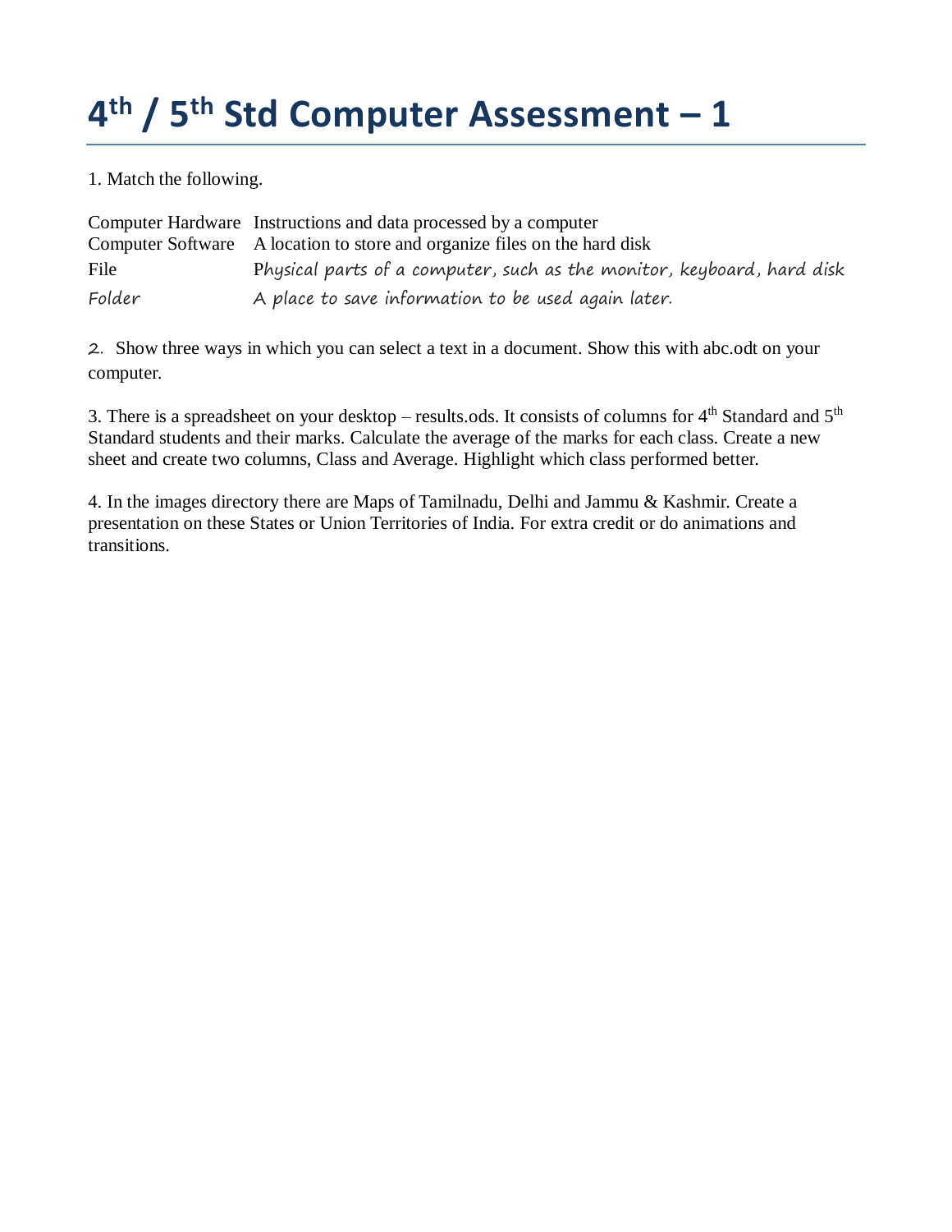# 4th / 5th Std Computer Assessment – 1

1. Match the following.

| | |
|---|---|
| Computer Hardware | Instructions and data processed by a computer |
| Computer Software | A location to store and organize files on the hard disk |
| File | Physical parts of a computer, such as the monitor, keyboard, hard disk |
| Folder | A place to save information to be used again later. |

2. Show three ways in which you can select a text in a document. Show this with abc.odt on your computer.

3. There is a spreadsheet on your desktop – results.ods. It consists of columns for 4th Standard and 5th Standard students and their marks. Calculate the average of the marks for each class. Create a new sheet and create two columns, Class and Average. Highlight which class performed better.

4. In the images directory there are Maps of Tamilnadu, Delhi and Jammu & Kashmir. Create a presentation on these States or Union Territories of India. For extra credit or do animations and transitions.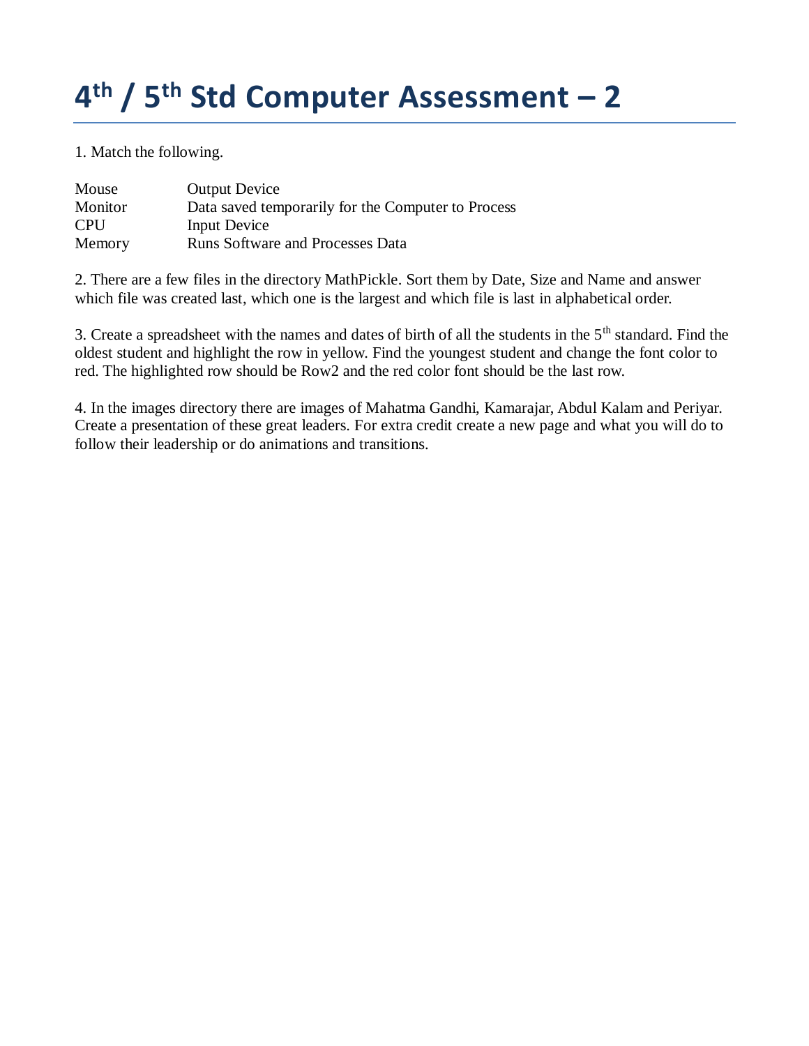# 4th / 5th Std Computer Assessment – 2

1. Match the following.

| | |
|---|---|
| Mouse | Output Device |
| Monitor | Data saved temporarily for the Computer to Process |
| CPU | Input Device |
| Memory | Runs Software and Processes Data |

2. There are a few files in the directory MathPickle. Sort them by Date, Size and Name and answer which file was created last, which one is the largest and which file is last in alphabetical order.

3. Create a spreadsheet with the names and dates of birth of all the students in the 5th standard. Find the oldest student and highlight the row in yellow. Find the youngest student and change the font color to red. The highlighted row should be Row2 and the red color font should be the last row.

4. In the images directory there are images of Mahatma Gandhi, Kamarajar, Abdul Kalam and Periyar. Create a presentation of these great leaders. For extra credit create a new page and what you will do to follow their leadership or do animations and transitions.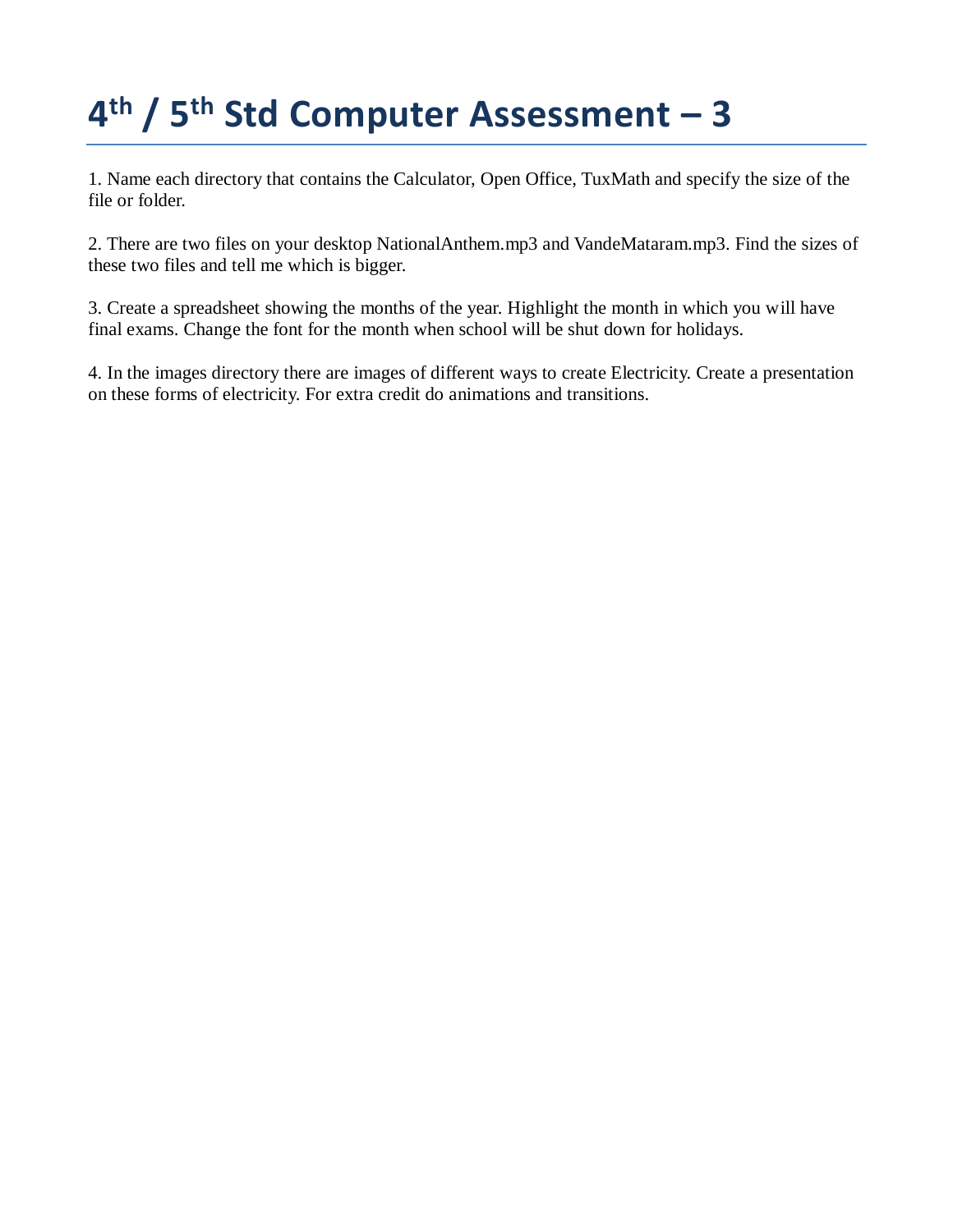# 4th / 5th Std Computer Assessment – 3

1. Name each directory that contains the Calculator, Open Office, TuxMath and specify the size of the file or folder.

2. There are two files on your desktop NationalAnthem.mp3 and VandeMataram.mp3. Find the sizes of these two files and tell me which is bigger.

3. Create a spreadsheet showing the months of the year. Highlight the month in which you will have final exams. Change the font for the month when school will be shut down for holidays.

4. In the images directory there are images of different ways to create Electricity. Create a presentation on these forms of electricity. For extra credit do animations and transitions.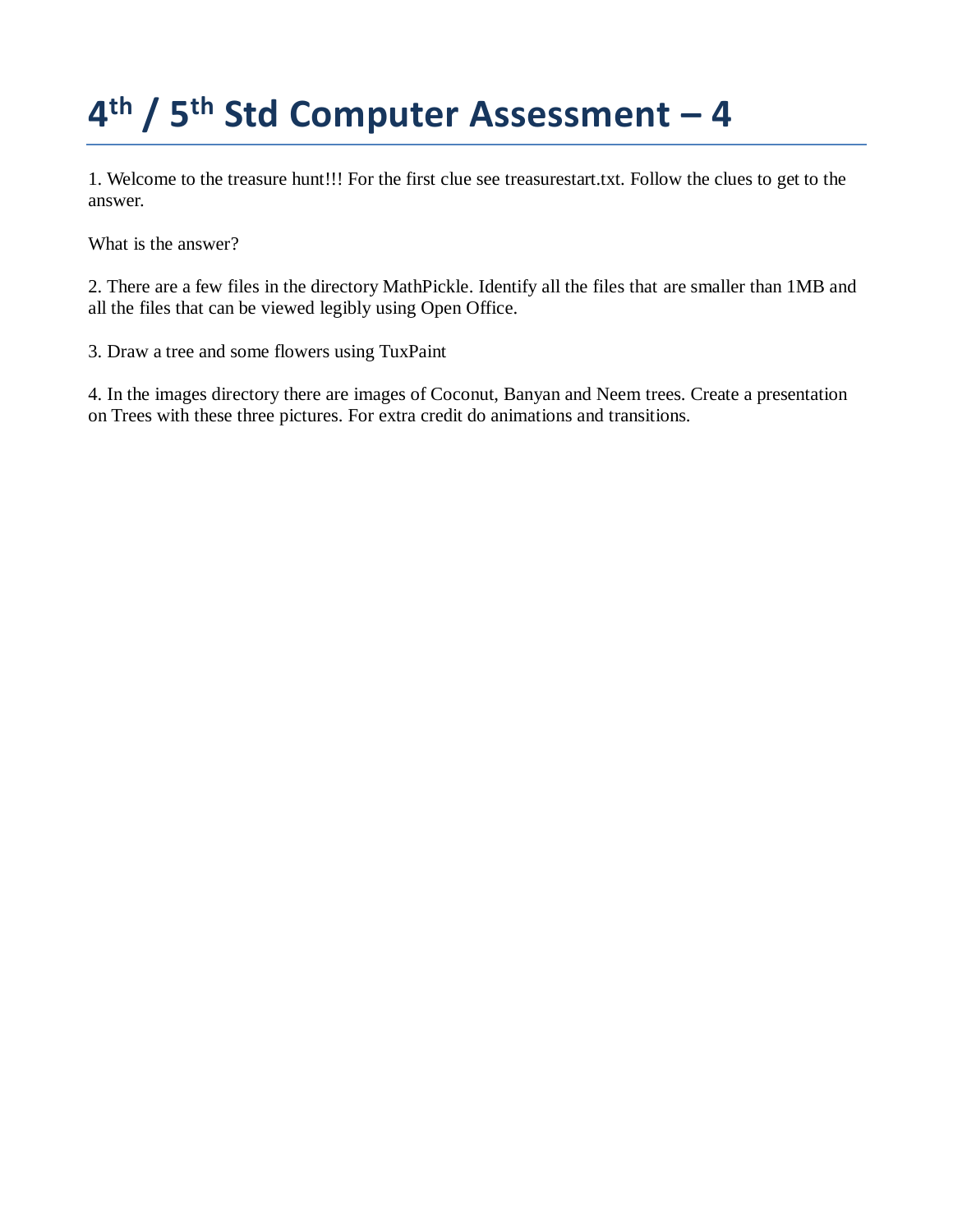# 4th / 5th Std Computer Assessment – 4

1. Welcome to the treasure hunt!!! For the first clue see treasurestart.txt. Follow the clues to get to the answer.

What is the answer?

2. There are a few files in the directory MathPickle. Identify all the files that are smaller than 1MB and all the files that can be viewed legibly using Open Office.

3. Draw a tree and some flowers using TuxPaint

4. In the images directory there are images of Coconut, Banyan and Neem trees. Create a presentation on Trees with these three pictures. For extra credit do animations and transitions.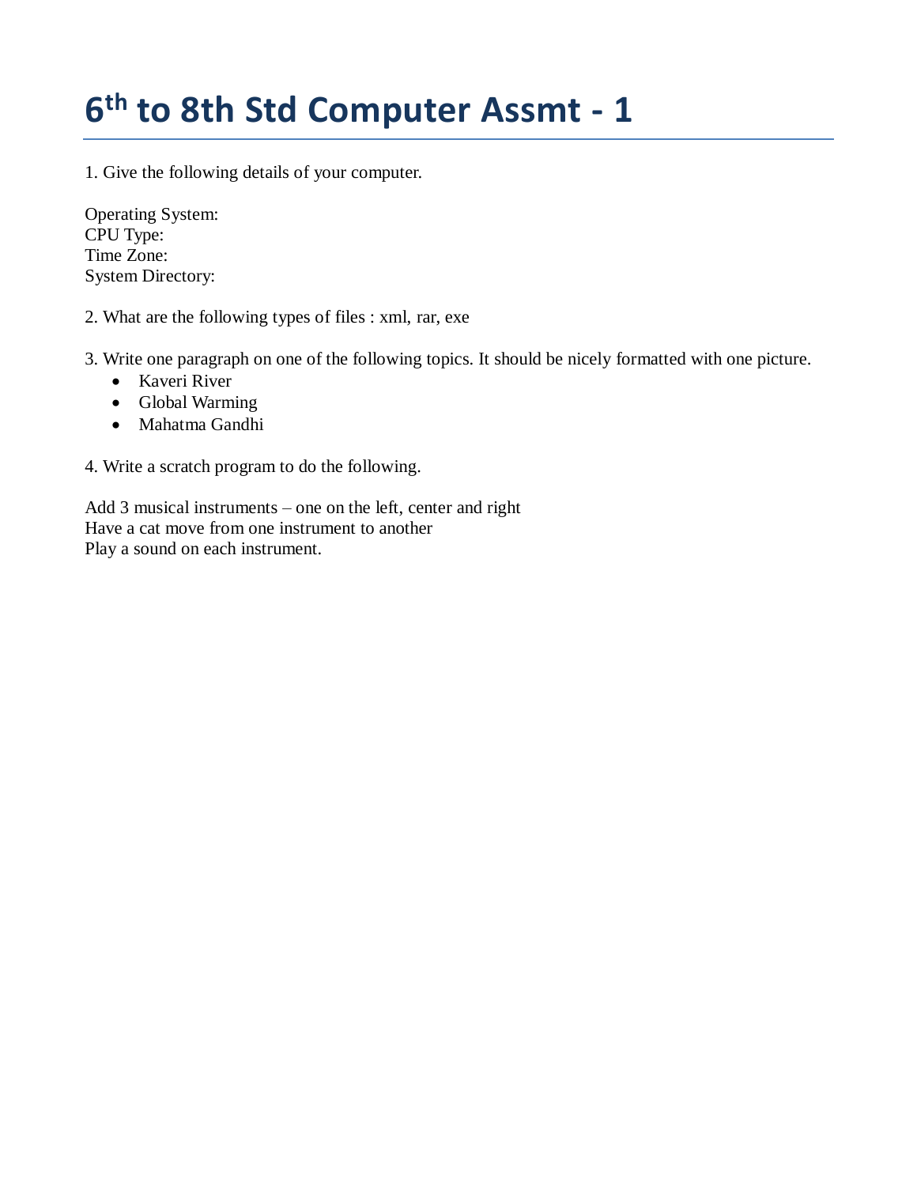# 6th to 8th Std Computer Assmt - 1

1. Give the following details of your computer.

Operating System:
CPU Type:
Time Zone:
System Directory:

2. What are the following types of files : xml, rar, exe

3. Write one paragraph on one of the following topics. It should be nicely formatted with one picture.

- Kaveri River
- Global Warming
- Mahatma Gandhi

4. Write a scratch program to do the following.

Add 3 musical instruments – one on the left, center and right
Have a cat move from one instrument to another
Play a sound on each instrument.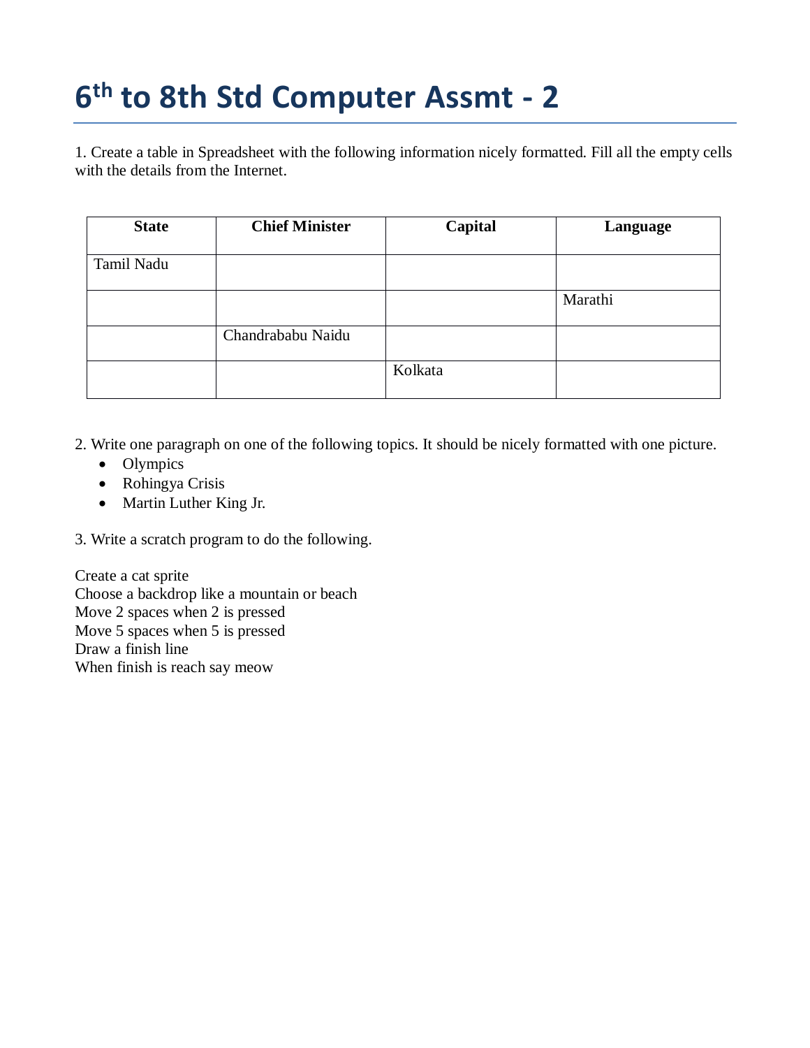# $6^{th}$ to 8th Std Computer Assmt - 2

1. Create a table in Spreadsheet with the following information nicely formatted. Fill all the empty cells with the details from the Internet.

| State | Chief Minister | Capital | Language |
|---|---|---|---|
| Tamil Nadu | | | |
| | | | Marathi |
| | Chandrababu Naidu | | |
| | | Kolkata | |

2. Write one paragraph on one of the following topics. It should be nicely formatted with one picture.

- Olympics
- Rohingya Crisis
- Martin Luther King Jr.

3. Write a scratch program to do the following.

Create a cat sprite
Choose a backdrop like a mountain or beach
Move 2 spaces when 2 is pressed
Move 5 spaces when 5 is pressed
Draw a finish line
When finish is reach say meow